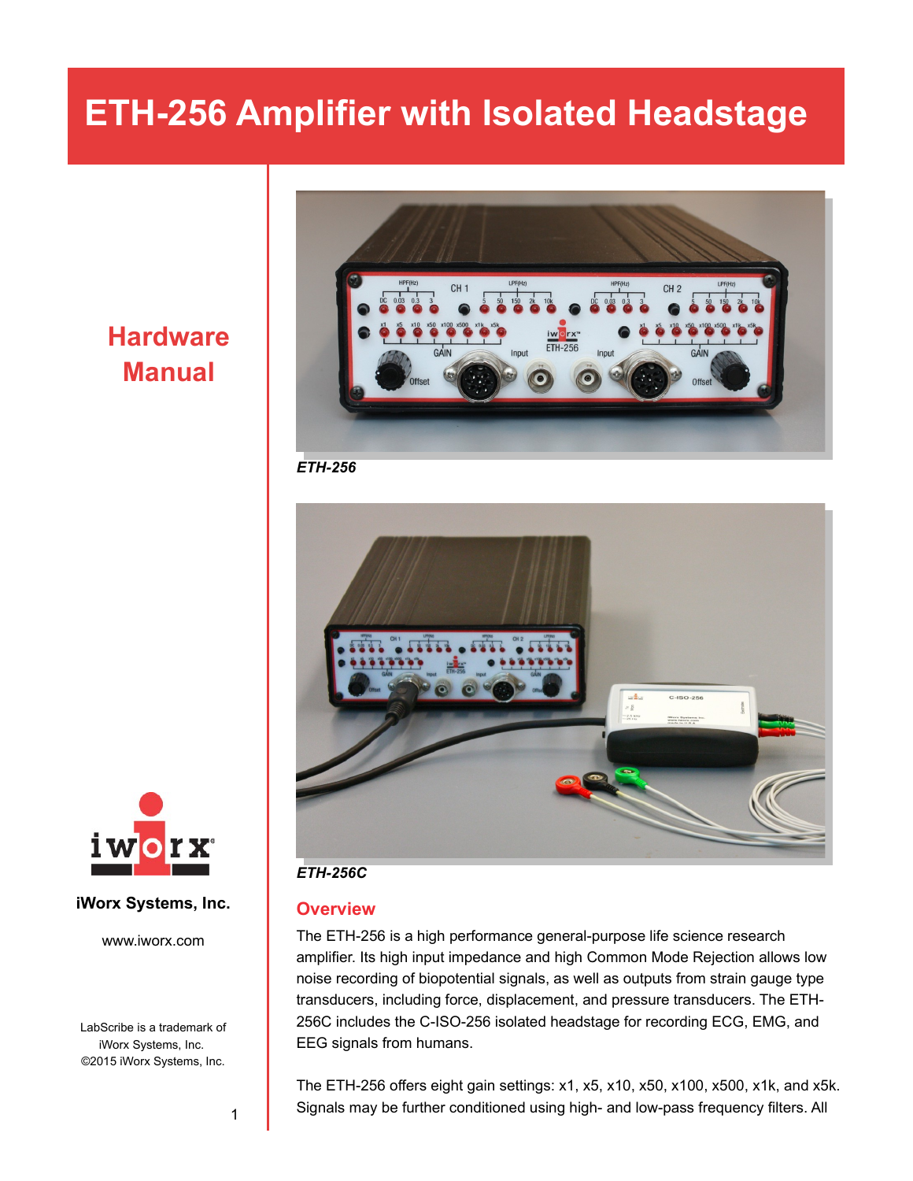# ETH-256 Amplifier with Isolated Headstage

## Hardware Manual

iWorx Systems, Inc.

www.iworx.com

LabScribe is a trademark of iWorx Systems, Inc.
©2015 iWorx Systems, Inc.

*ETH-256*

*ETH-256C*

## Overview

The ETH-256 is a high performance general-purpose life science research amplifier. Its high input impedance and high Common Mode Rejection allows low noise recording of biopotential signals, as well as outputs from strain gauge type transducers, including force, displacement, and pressure transducers. The ETH-256C includes the C-ISO-256 isolated headstage for recording ECG, EMG, and EEG signals from humans.

The ETH-256 offers eight gain settings: x1, x5, x10, x50, x100, x500, x1k, and x5k. Signals may be further conditioned using high- and low-pass frequency filters. All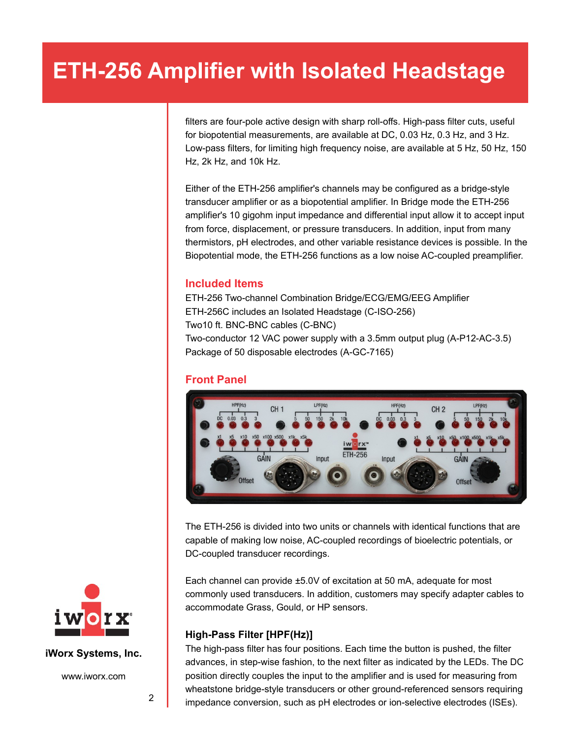# ETH-256 Amplifier with Isolated Headstage

filters are four-pole active design with sharp roll-offs. High-pass filter cuts, useful for biopotential measurements, are available at DC, 0.03 Hz, 0.3 Hz, and 3 Hz. Low-pass filters, for limiting high frequency noise, are available at 5 Hz, 50 Hz, 150 Hz, 2k Hz, and 10k Hz.

Either of the ETH-256 amplifier's channels may be configured as a bridge-style transducer amplifier or as a biopotential amplifier. In Bridge mode the ETH-256 amplifier's 10 gigohm input impedance and differential input allow it to accept input from force, displacement, or pressure transducers. In addition, input from many thermistors, pH electrodes, and other variable resistance devices is possible. In the Biopotential mode, the ETH-256 functions as a low noise AC-coupled preamplifier.

## Included Items

ETH-256 Two-channel Combination Bridge/ECG/EMG/EEG Amplifier
ETH-256C includes an Isolated Headstage (C-ISO-256)
Two10 ft. BNC-BNC cables (C-BNC)
Two-conductor 12 VAC power supply with a 3.5mm output plug (A-P12-AC-3.5)
Package of 50 disposable electrodes (A-GC-7165)

## Front Panel

The ETH-256 is divided into two units or channels with identical functions that are capable of making low noise, AC-coupled recordings of bioelectric potentials, or DC-coupled transducer recordings.

Each channel can provide ±5.0V of excitation at 50 mA, adequate for most commonly used transducers. In addition, customers may specify adapter cables to accommodate Grass, Gould, or HP sensors.

### High-Pass Filter [HPF(Hz)]

The high-pass filter has four positions. Each time the button is pushed, the filter advances, in step-wise fashion, to the next filter as indicated by the LEDs. The DC position directly couples the input to the amplifier and is used for measuring from wheatstone bridge-style transducers or other ground-referenced sensors requiring impedance conversion, such as pH electrodes or ion-selective electrodes (ISEs).

iWorx Systems, Inc.

www.iworx.com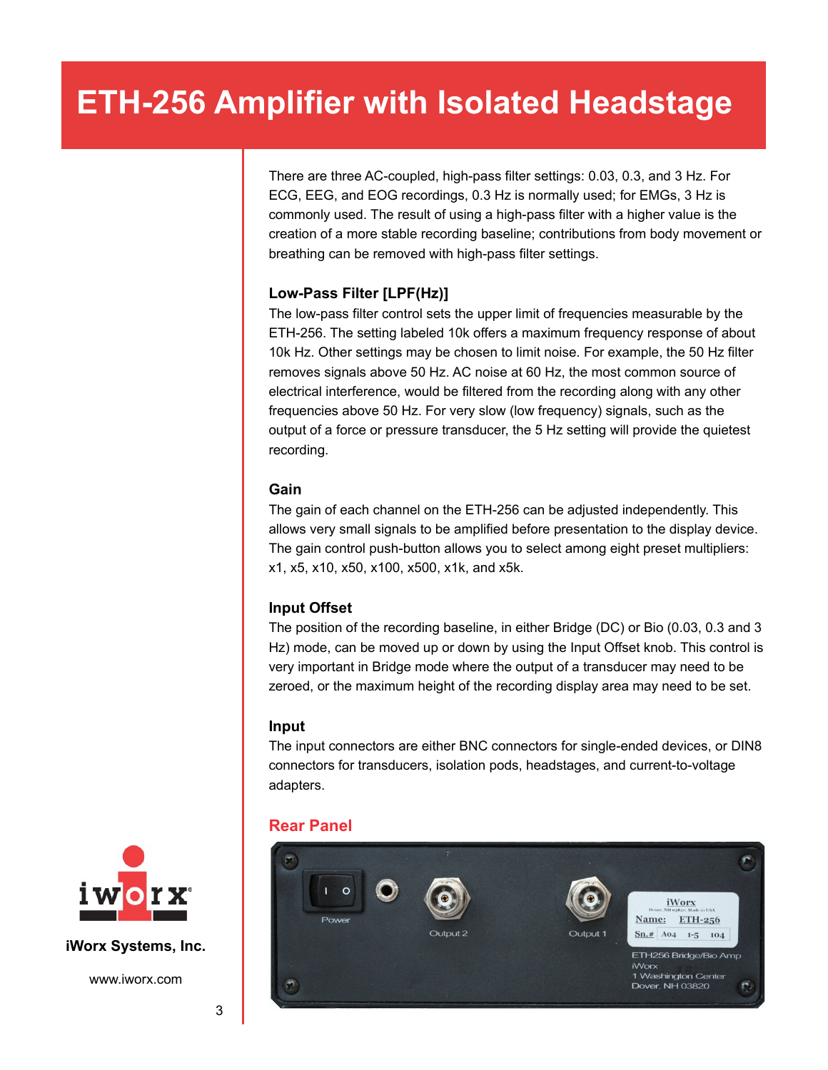# ETH-256 Amplifier with Isolated Headstage

There are three AC-coupled, high-pass filter settings: 0.03, 0.3, and 3 Hz. For ECG, EEG, and EOG recordings, 0.3 Hz is normally used; for EMGs, 3 Hz is commonly used. The result of using a high-pass filter with a higher value is the creation of a more stable recording baseline; contributions from body movement or breathing can be removed with high-pass filter settings.

### Low-Pass Filter [LPF(Hz)]

The low-pass filter control sets the upper limit of frequencies measurable by the ETH-256. The setting labeled 10k offers a maximum frequency response of about 10k Hz. Other settings may be chosen to limit noise. For example, the 50 Hz filter removes signals above 50 Hz. AC noise at 60 Hz, the most common source of electrical interference, would be filtered from the recording along with any other frequencies above 50 Hz. For very slow (low frequency) signals, such as the output of a force or pressure transducer, the 5 Hz setting will provide the quietest recording.

### Gain

The gain of each channel on the ETH-256 can be adjusted independently. This allows very small signals to be amplified before presentation to the display device. The gain control push-button allows you to select among eight preset multipliers: x1, x5, x10, x50, x100, x500, x1k, and x5k.

### Input Offset

The position of the recording baseline, in either Bridge (DC) or Bio (0.03, 0.3 and 3 Hz) mode, can be moved up or down by using the Input Offset knob. This control is very important in Bridge mode where the output of a transducer may need to be zeroed, or the maximum height of the recording display area may need to be set.

### Input

The input connectors are either BNC connectors for single-ended devices, or DIN8 connectors for transducers, isolation pods, headstages, and current-to-voltage adapters.

## Rear Panel

iWorx Systems, Inc.

www.iworx.com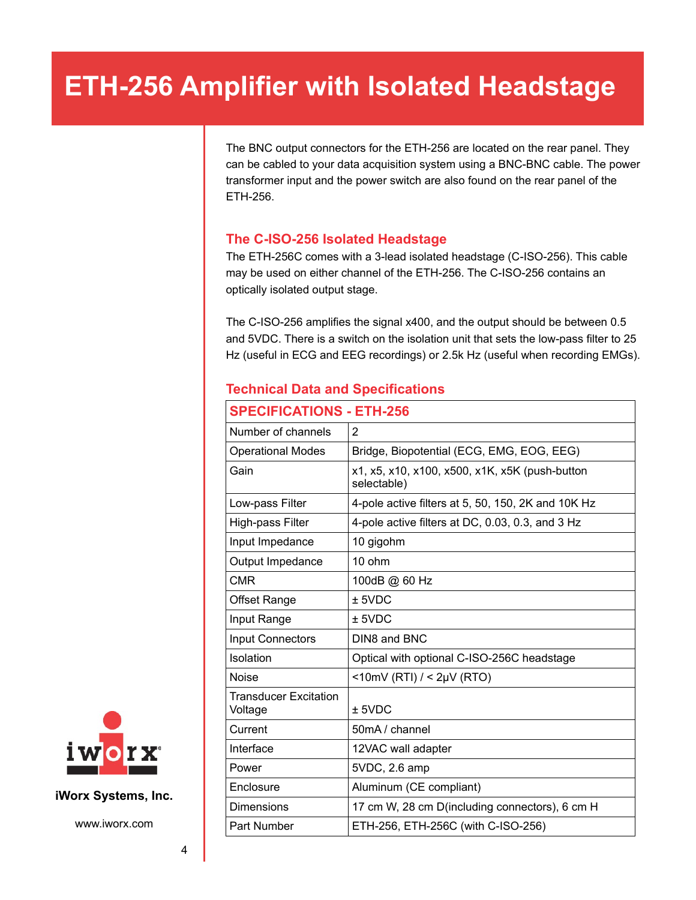# ETH-256 Amplifier with Isolated Headstage

The BNC output connectors for the ETH-256 are located on the rear panel. They can be cabled to your data acquisition system using a BNC-BNC cable. The power transformer input and the power switch are also found on the rear panel of the ETH-256.

## The C-ISO-256 Isolated Headstage

The ETH-256C comes with a 3-lead isolated headstage (C-ISO-256). This cable may be used on either channel of the ETH-256. The C-ISO-256 contains an optically isolated output stage.

The C-ISO-256 amplifies the signal x400, and the output should be between 0.5 and 5VDC. There is a switch on the isolation unit that sets the low-pass filter to 25 Hz (useful in ECG and EEG recordings) or 2.5k Hz (useful when recording EMGs).

## Technical Data and Specifications

| SPECIFICATIONS - ETH-256 | |
|---|---|
| Number of channels | 2 |
| Operational Modes | Bridge, Biopotential (ECG, EMG, EOG, EEG) |
| Gain | x1, x5, x10, x100, x500, x1K, x5K (push-button selectable) |
| Low-pass Filter | 4-pole active filters at 5, 50, 150, 2K and 10K Hz |
| High-pass Filter | 4-pole active filters at DC, 0.03, 0.3, and 3 Hz |
| Input Impedance | 10 gigohm |
| Output Impedance | 10 ohm |
| CMR | 100dB @ 60 Hz |
| Offset Range | ± 5VDC |
| Input Range | ± 5VDC |
| Input Connectors | DIN8 and BNC |
| Isolation | Optical with optional C-ISO-256C headstage |
| Noise | <10mV (RTI) / < 2µV (RTO) |
| Transducer Excitation Voltage | ± 5VDC |
| Current | 50mA / channel |
| Interface | 12VAC wall adapter |
| Power | 5VDC, 2.6 amp |
| Enclosure | Aluminum (CE compliant) |
| Dimensions | 17 cm W, 28 cm D(including connectors), 6 cm H |
| Part Number | ETH-256, ETH-256C (with C-ISO-256) |

iWorx Systems, Inc.

www.iworx.com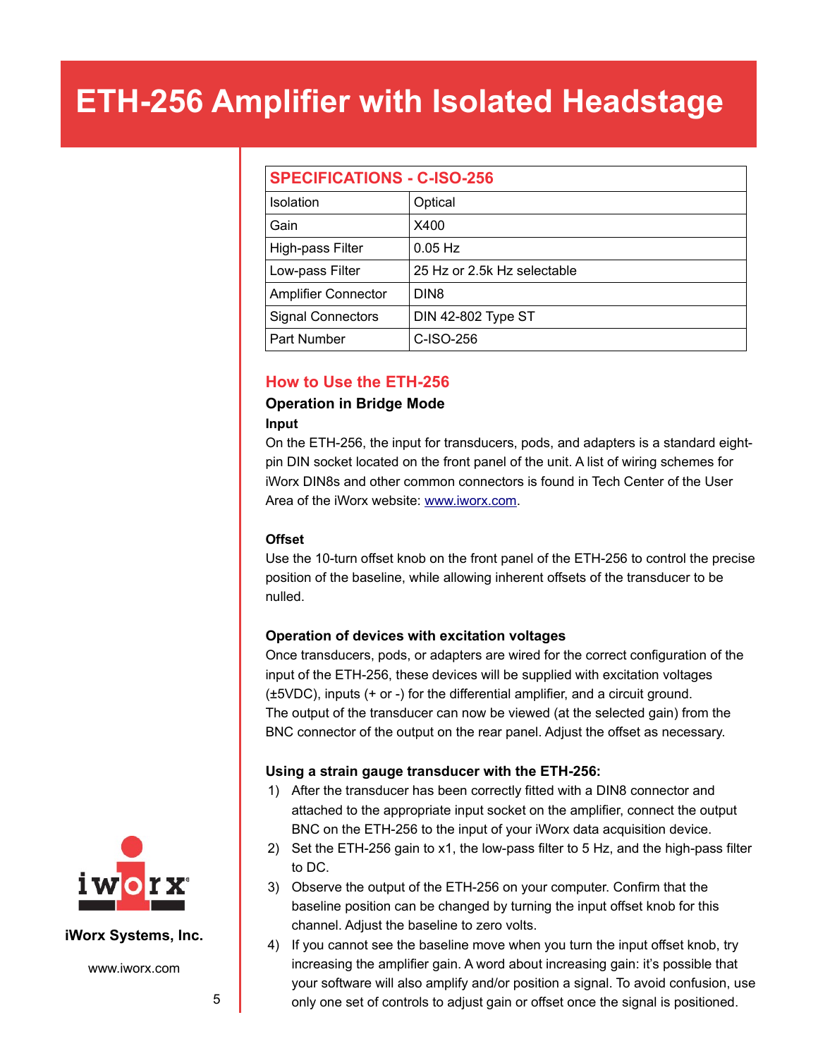# ETH-256 Amplifier with Isolated Headstage

| SPECIFICATIONS - C-ISO-256 | |
|---|---|
| Isolation | Optical |
| Gain | X400 |
| High-pass Filter | 0.05 Hz |
| Low-pass Filter | 25 Hz or 2.5k Hz selectable |
| Amplifier Connector | DIN8 |
| Signal Connectors | DIN 42-802 Type ST |
| Part Number | C-ISO-256 |

## How to Use the ETH-256

### Operation in Bridge Mode

**Input**

On the ETH-256, the input for transducers, pods, and adapters is a standard eight-pin DIN socket located on the front panel of the unit. A list of wiring schemes for iWorx DIN8s and other common connectors is found in Tech Center of the User Area of the iWorx website: www.iworx.com.

**Offset**

Use the 10-turn offset knob on the front panel of the ETH-256 to control the precise position of the baseline, while allowing inherent offsets of the transducer to be nulled.

**Operation of devices with excitation voltages**

Once transducers, pods, or adapters are wired for the correct configuration of the input of the ETH-256, these devices will be supplied with excitation voltages (±5VDC), inputs (+ or -) for the differential amplifier, and a circuit ground. The output of the transducer can now be viewed (at the selected gain) from the BNC connector of the output on the rear panel. Adjust the offset as necessary.

**Using a strain gauge transducer with the ETH-256:**

1) After the transducer has been correctly fitted with a DIN8 connector and attached to the appropriate input socket on the amplifier, connect the output BNC on the ETH-256 to the input of your iWorx data acquisition device.
2) Set the ETH-256 gain to x1, the low-pass filter to 5 Hz, and the high-pass filter to DC.
3) Observe the output of the ETH-256 on your computer. Confirm that the baseline position can be changed by turning the input offset knob for this channel. Adjust the baseline to zero volts.
4) If you cannot see the baseline move when you turn the input offset knob, try increasing the amplifier gain. A word about increasing gain: it's possible that your software will also amplify and/or position a signal. To avoid confusion, use only one set of controls to adjust gain or offset once the signal is positioned.

iWorx Systems, Inc.

www.iworx.com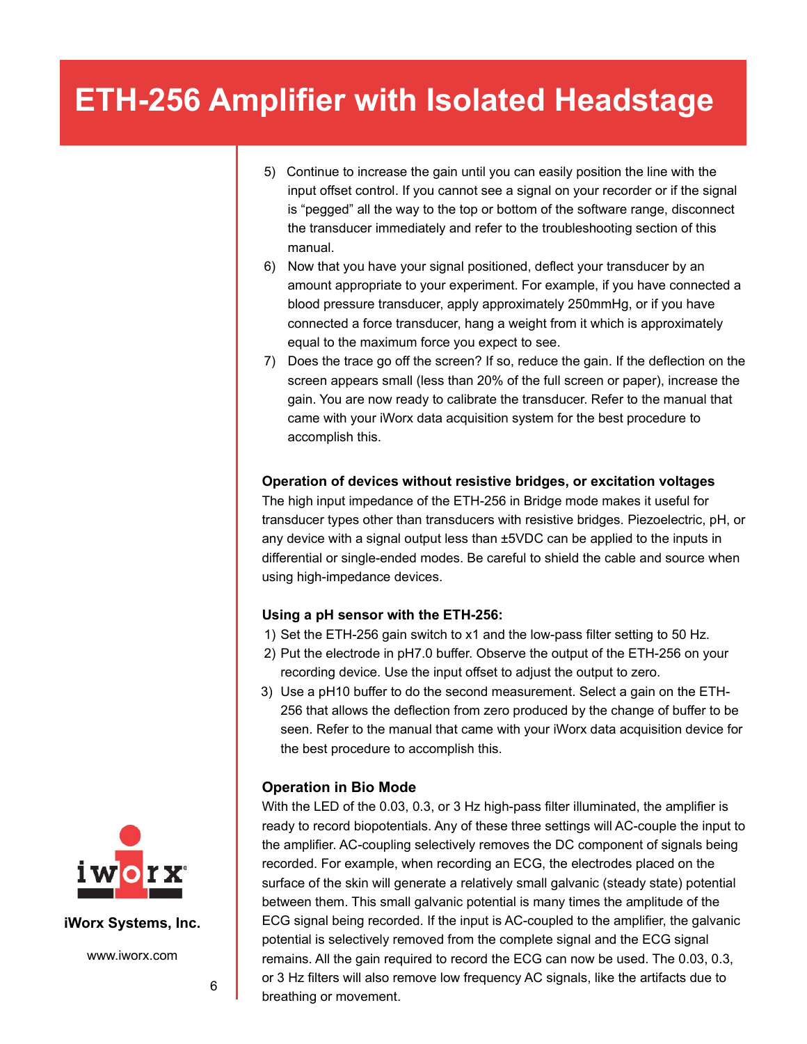5) Continue to increase the gain until you can easily position the line with the input offset control. If you cannot see a signal on your recorder or if the signal is "pegged" all the way to the top or bottom of the software range, disconnect the transducer immediately and refer to the troubleshooting section of this manual.
6) Now that you have your signal positioned, deflect your transducer by an amount appropriate to your experiment. For example, if you have connected a blood pressure transducer, apply approximately 250mmHg, or if you have connected a force transducer, hang a weight from it which is approximately equal to the maximum force you expect to see.
7) Does the trace go off the screen? If so, reduce the gain. If the deflection on the screen appears small (less than 20% of the full screen or paper), increase the gain. You are now ready to calibrate the transducer. Refer to the manual that came with your iWorx data acquisition system for the best procedure to accomplish this.

**Operation of devices without resistive bridges, or excitation voltages**

The high input impedance of the ETH-256 in Bridge mode makes it useful for transducer types other than transducers with resistive bridges. Piezoelectric, pH, or any device with a signal output less than ±5VDC can be applied to the inputs in differential or single-ended modes. Be careful to shield the cable and source when using high-impedance devices.

**Using a pH sensor with the ETH-256:**

1) Set the ETH-256 gain switch to x1 and the low-pass filter setting to 50 Hz.
2) Put the electrode in pH7.0 buffer. Observe the output of the ETH-256 on your recording device. Use the input offset to adjust the output to zero.
3) Use a pH10 buffer to do the second measurement. Select a gain on the ETH-256 that allows the deflection from zero produced by the change of buffer to be seen. Refer to the manual that came with your iWorx data acquisition device for the best procedure to accomplish this.

**Operation in Bio Mode**

With the LED of the 0.03, 0.3, or 3 Hz high-pass filter illuminated, the amplifier is ready to record biopotentials. Any of these three settings will AC-couple the input to the amplifier. AC-coupling selectively removes the DC component of signals being recorded. For example, when recording an ECG, the electrodes placed on the surface of the skin will generate a relatively small galvanic (steady state) potential between them. This small galvanic potential is many times the amplitude of the ECG signal being recorded. If the input is AC-coupled to the amplifier, the galvanic potential is selectively removed from the complete signal and the ECG signal remains. All the gain required to record the ECG can now be used. The 0.03, 0.3, or 3 Hz filters will also remove low frequency AC signals, like the artifacts due to breathing or movement.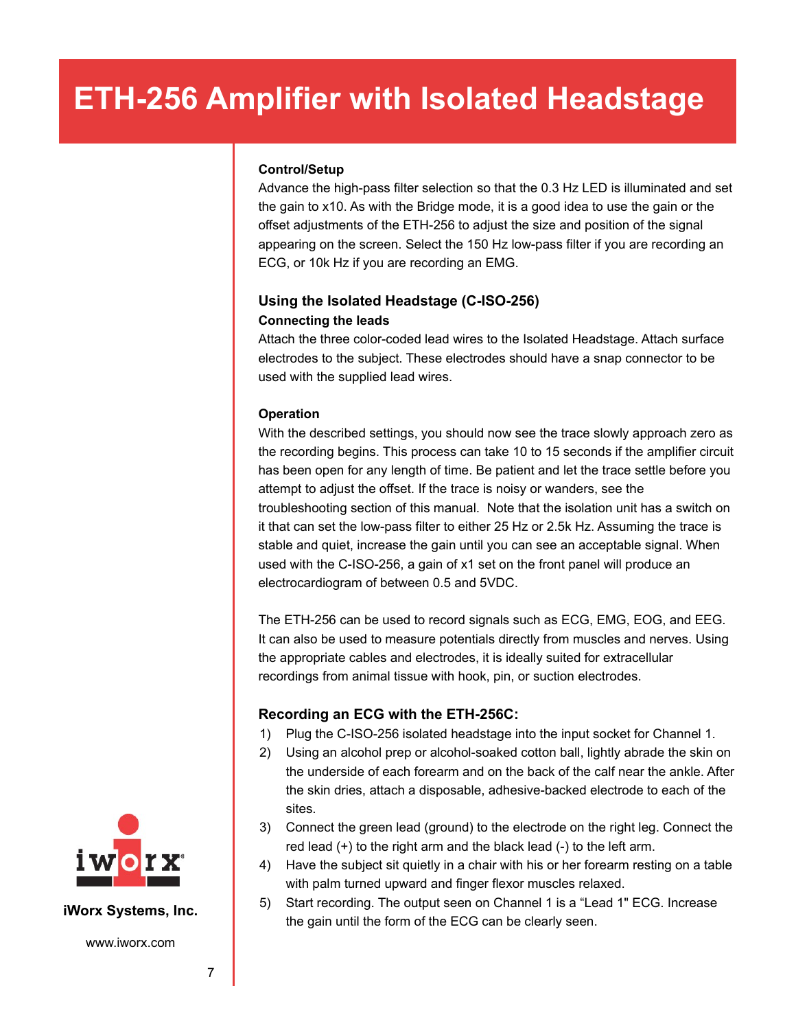# ETH-256 Amplifier with Isolated Headstage

**Control/Setup**

Advance the high-pass filter selection so that the 0.3 Hz LED is illuminated and set the gain to x10. As with the Bridge mode, it is a good idea to use the gain or the offset adjustments of the ETH-256 to adjust the size and position of the signal appearing on the screen. Select the 150 Hz low-pass filter if you are recording an ECG, or 10k Hz if you are recording an EMG.

## Using the Isolated Headstage (C-ISO-256)

**Connecting the leads**

Attach the three color-coded lead wires to the Isolated Headstage. Attach surface electrodes to the subject. These electrodes should have a snap connector to be used with the supplied lead wires.

**Operation**

With the described settings, you should now see the trace slowly approach zero as the recording begins. This process can take 10 to 15 seconds if the amplifier circuit has been open for any length of time. Be patient and let the trace settle before you attempt to adjust the offset. If the trace is noisy or wanders, see the troubleshooting section of this manual. Note that the isolation unit has a switch on it that can set the low-pass filter to either 25 Hz or 2.5k Hz. Assuming the trace is stable and quiet, increase the gain until you can see an acceptable signal. When used with the C-ISO-256, a gain of x1 set on the front panel will produce an electrocardiogram of between 0.5 and 5VDC.

The ETH-256 can be used to record signals such as ECG, EMG, EOG, and EEG. It can also be used to measure potentials directly from muscles and nerves. Using the appropriate cables and electrodes, it is ideally suited for extracellular recordings from animal tissue with hook, pin, or suction electrodes.

## Recording an ECG with the ETH-256C:

1) Plug the C-ISO-256 isolated headstage into the input socket for Channel 1.
2) Using an alcohol prep or alcohol-soaked cotton ball, lightly abrade the skin on the underside of each forearm and on the back of the calf near the ankle. After the skin dries, attach a disposable, adhesive-backed electrode to each of the sites.
3) Connect the green lead (ground) to the electrode on the right leg. Connect the red lead (+) to the right arm and the black lead (-) to the left arm.
4) Have the subject sit quietly in a chair with his or her forearm resting on a table with palm turned upward and finger flexor muscles relaxed.
5) Start recording. The output seen on Channel 1 is a “Lead 1" ECG. Increase the gain until the form of the ECG can be clearly seen.

iWorx Systems, Inc.

www.iworx.com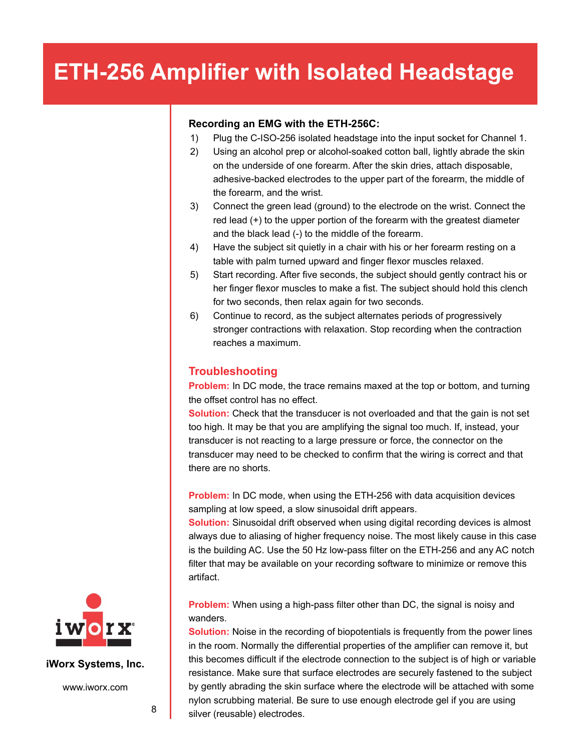# ETH-256 Amplifier with Isolated Headstage

**Recording an EMG with the ETH-256C:**

1) Plug the C-ISO-256 isolated headstage into the input socket for Channel 1.
2) Using an alcohol prep or alcohol-soaked cotton ball, lightly abrade the skin on the underside of one forearm. After the skin dries, attach disposable, adhesive-backed electrodes to the upper part of the forearm, the middle of the forearm, and the wrist.
3) Connect the green lead (ground) to the electrode on the wrist. Connect the red lead (+) to the upper portion of the forearm with the greatest diameter and the black lead (-) to the middle of the forearm.
4) Have the subject sit quietly in a chair with his or her forearm resting on a table with palm turned upward and finger flexor muscles relaxed.
5) Start recording. After five seconds, the subject should gently contract his or her finger flexor muscles to make a fist. The subject should hold this clench for two seconds, then relax again for two seconds.
6) Continue to record, as the subject alternates periods of progressively stronger contractions with relaxation. Stop recording when the contraction reaches a maximum.

## Troubleshooting

**Problem:** In DC mode, the trace remains maxed at the top or bottom, and turning the offset control has no effect.
**Solution:** Check that the transducer is not overloaded and that the gain is not set too high. It may be that you are amplifying the signal too much. If, instead, your transducer is not reacting to a large pressure or force, the connector on the transducer may need to be checked to confirm that the wiring is correct and that there are no shorts.

**Problem:** In DC mode, when using the ETH-256 with data acquisition devices sampling at low speed, a slow sinusoidal drift appears.
**Solution:** Sinusoidal drift observed when using digital recording devices is almost always due to aliasing of higher frequency noise. The most likely cause in this case is the building AC. Use the 50 Hz low-pass filter on the ETH-256 and any AC notch filter that may be available on your recording software to minimize or remove this artifact.

**Problem:** When using a high-pass filter other than DC, the signal is noisy and wanders.
**Solution:** Noise in the recording of biopotentials is frequently from the power lines in the room. Normally the differential properties of the amplifier can remove it, but this becomes difficult if the electrode connection to the subject is of high or variable resistance. Make sure that surface electrodes are securely fastened to the subject by gently abrading the skin surface where the electrode will be attached with some nylon scrubbing material. Be sure to use enough electrode gel if you are using silver (reusable) electrodes.

iWorx Systems, Inc.

www.iworx.com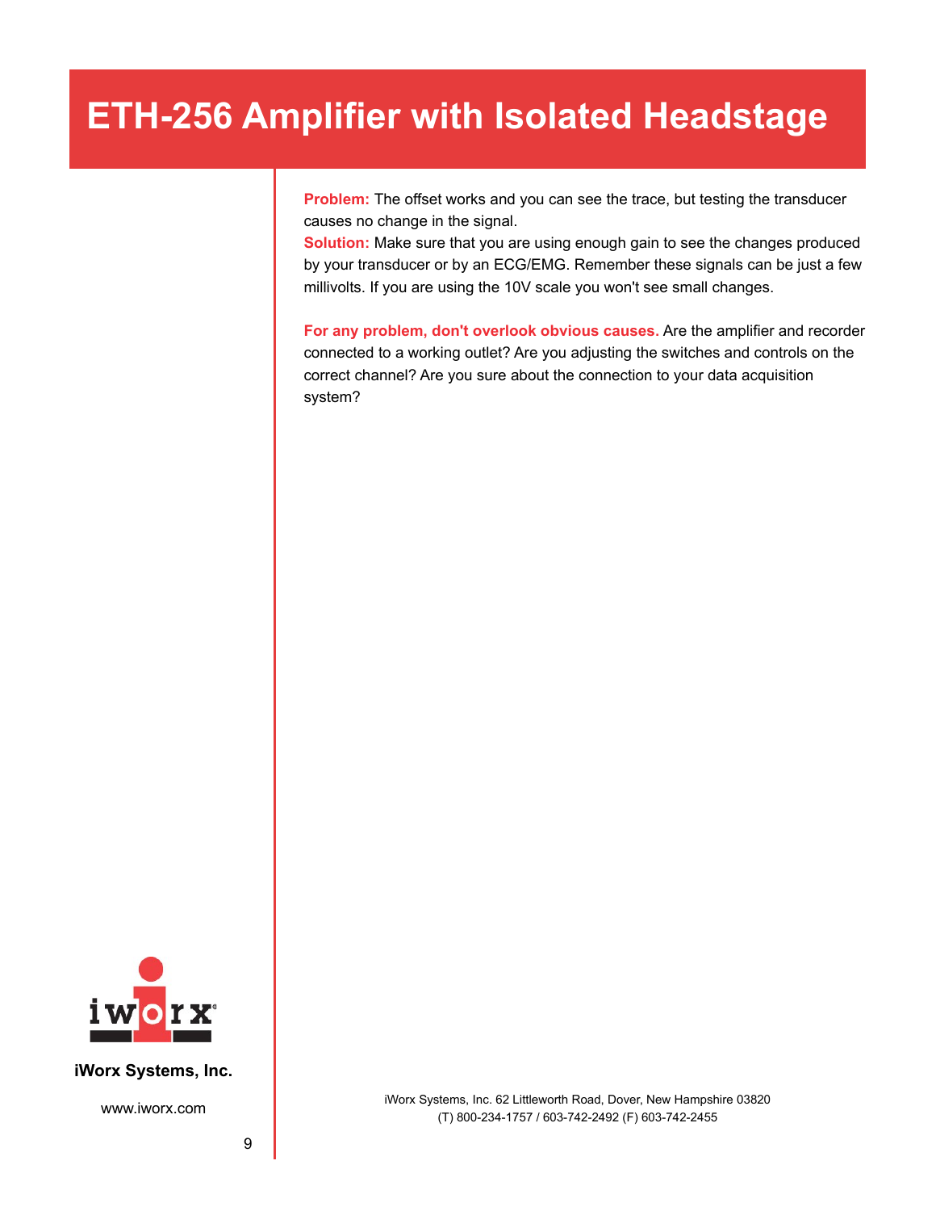# ETH-256 Amplifier with Isolated Headstage

**Problem:** The offset works and you can see the trace, but testing the transducer causes no change in the signal.

**Solution:** Make sure that you are using enough gain to see the changes produced by your transducer or by an ECG/EMG. Remember these signals can be just a few millivolts. If you are using the 10V scale you won't see small changes.

**For any problem, don't overlook obvious causes.** Are the amplifier and recorder connected to a working outlet? Are you adjusting the switches and controls on the correct channel? Are you sure about the connection to your data acquisition system?

iWorx Systems, Inc.

www.iworx.com

iWorx Systems, Inc. 62 Littleworth Road, Dover, New Hampshire 03820
(T) 800-234-1757 / 603-742-2492 (F) 603-742-2455